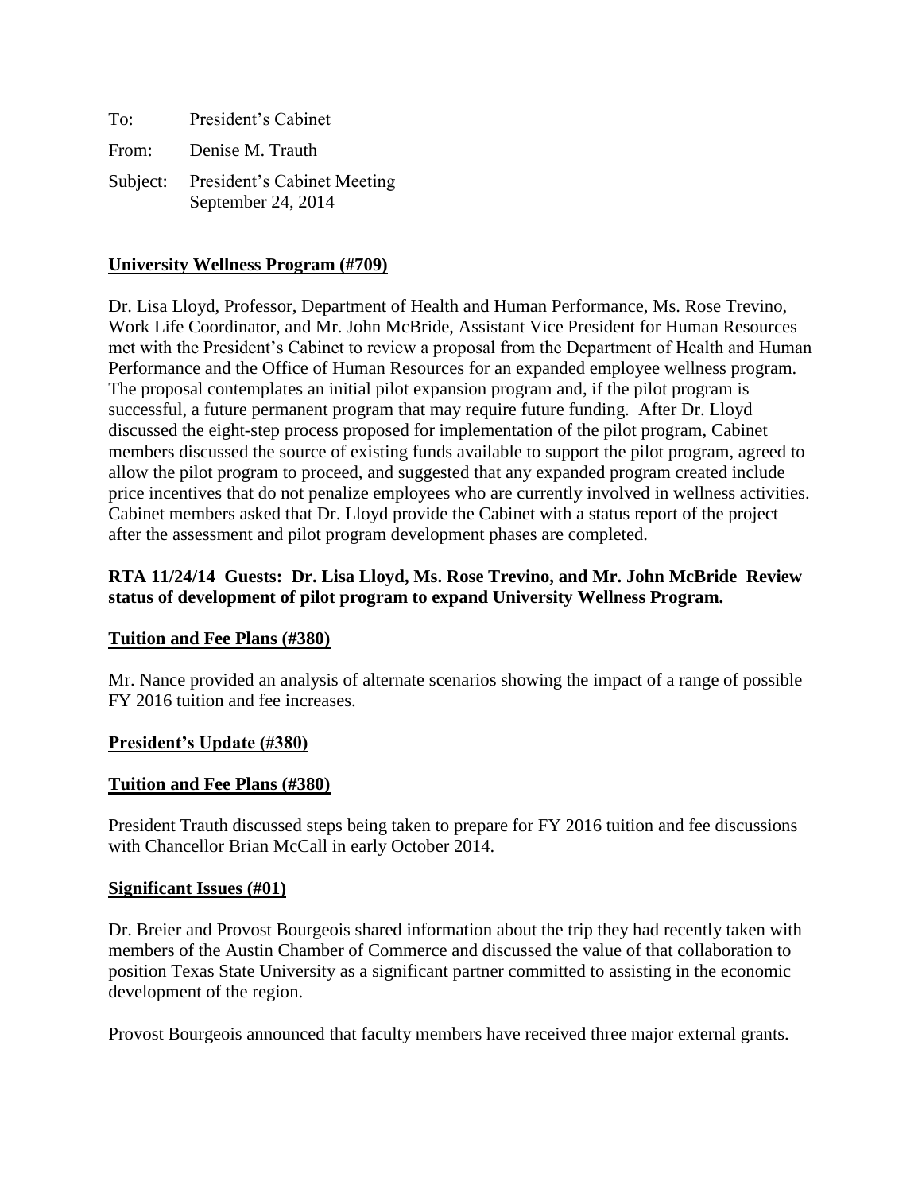To: President's Cabinet

From: Denise M. Trauth

Subject: President's Cabinet Meeting
September 24, 2014

**University Wellness Program (#709)**

Dr. Lisa Lloyd, Professor, Department of Health and Human Performance, Ms. Rose Trevino, Work Life Coordinator, and Mr. John McBride, Assistant Vice President for Human Resources met with the President's Cabinet to review a proposal from the Department of Health and Human Performance and the Office of Human Resources for an expanded employee wellness program. The proposal contemplates an initial pilot expansion program and, if the pilot program is successful, a future permanent program that may require future funding. After Dr. Lloyd discussed the eight-step process proposed for implementation of the pilot program, Cabinet members discussed the source of existing funds available to support the pilot program, agreed to allow the pilot program to proceed, and suggested that any expanded program created include price incentives that do not penalize employees who are currently involved in wellness activities. Cabinet members asked that Dr. Lloyd provide the Cabinet with a status report of the project after the assessment and pilot program development phases are completed.

**RTA 11/24/14 Guests: Dr. Lisa Lloyd, Ms. Rose Trevino, and Mr. John McBride Review status of development of pilot program to expand University Wellness Program.**

**Tuition and Fee Plans (#380)**

Mr. Nance provided an analysis of alternate scenarios showing the impact of a range of possible FY 2016 tuition and fee increases.

**President's Update (#380)**

**Tuition and Fee Plans (#380)**

President Trauth discussed steps being taken to prepare for FY 2016 tuition and fee discussions with Chancellor Brian McCall in early October 2014.

**Significant Issues (#01)**

Dr. Breier and Provost Bourgeois shared information about the trip they had recently taken with members of the Austin Chamber of Commerce and discussed the value of that collaboration to position Texas State University as a significant partner committed to assisting in the economic development of the region.

Provost Bourgeois announced that faculty members have received three major external grants.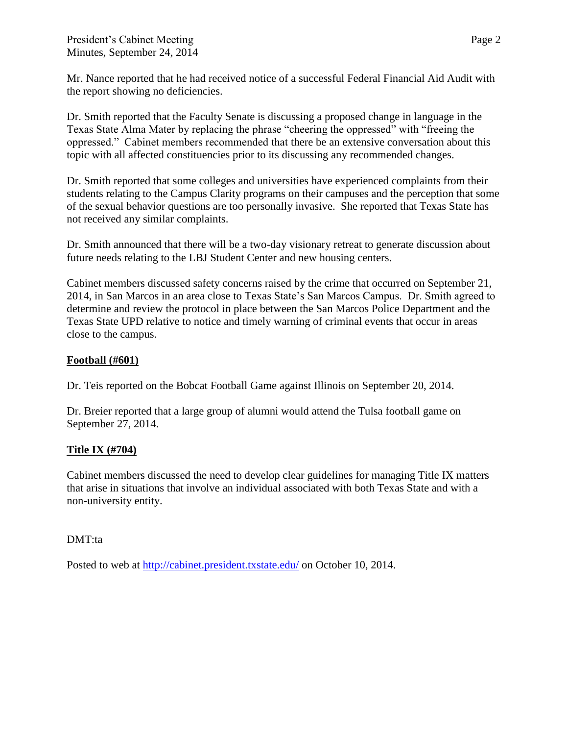Mr. Nance reported that he had received notice of a successful Federal Financial Aid Audit with the report showing no deficiencies.

Dr. Smith reported that the Faculty Senate is discussing a proposed change in language in the Texas State Alma Mater by replacing the phrase "cheering the oppressed" with "freeing the oppressed." Cabinet members recommended that there be an extensive conversation about this topic with all affected constituencies prior to its discussing any recommended changes.

Dr. Smith reported that some colleges and universities have experienced complaints from their students relating to the Campus Clarity programs on their campuses and the perception that some of the sexual behavior questions are too personally invasive. She reported that Texas State has not received any similar complaints.

Dr. Smith announced that there will be a two-day visionary retreat to generate discussion about future needs relating to the LBJ Student Center and new housing centers.

Cabinet members discussed safety concerns raised by the crime that occurred on September 21, 2014, in San Marcos in an area close to Texas State's San Marcos Campus. Dr. Smith agreed to determine and review the protocol in place between the San Marcos Police Department and the Texas State UPD relative to notice and timely warning of criminal events that occur in areas close to the campus.

**Football (#601)**

Dr. Teis reported on the Bobcat Football Game against Illinois on September 20, 2014.

Dr. Breier reported that a large group of alumni would attend the Tulsa football game on September 27, 2014.

**Title IX (#704)**

Cabinet members discussed the need to develop clear guidelines for managing Title IX matters that arise in situations that involve an individual associated with both Texas State and with a non-university entity.

DMT:ta

Posted to web at http://cabinet.president.txstate.edu/ on October 10, 2014.